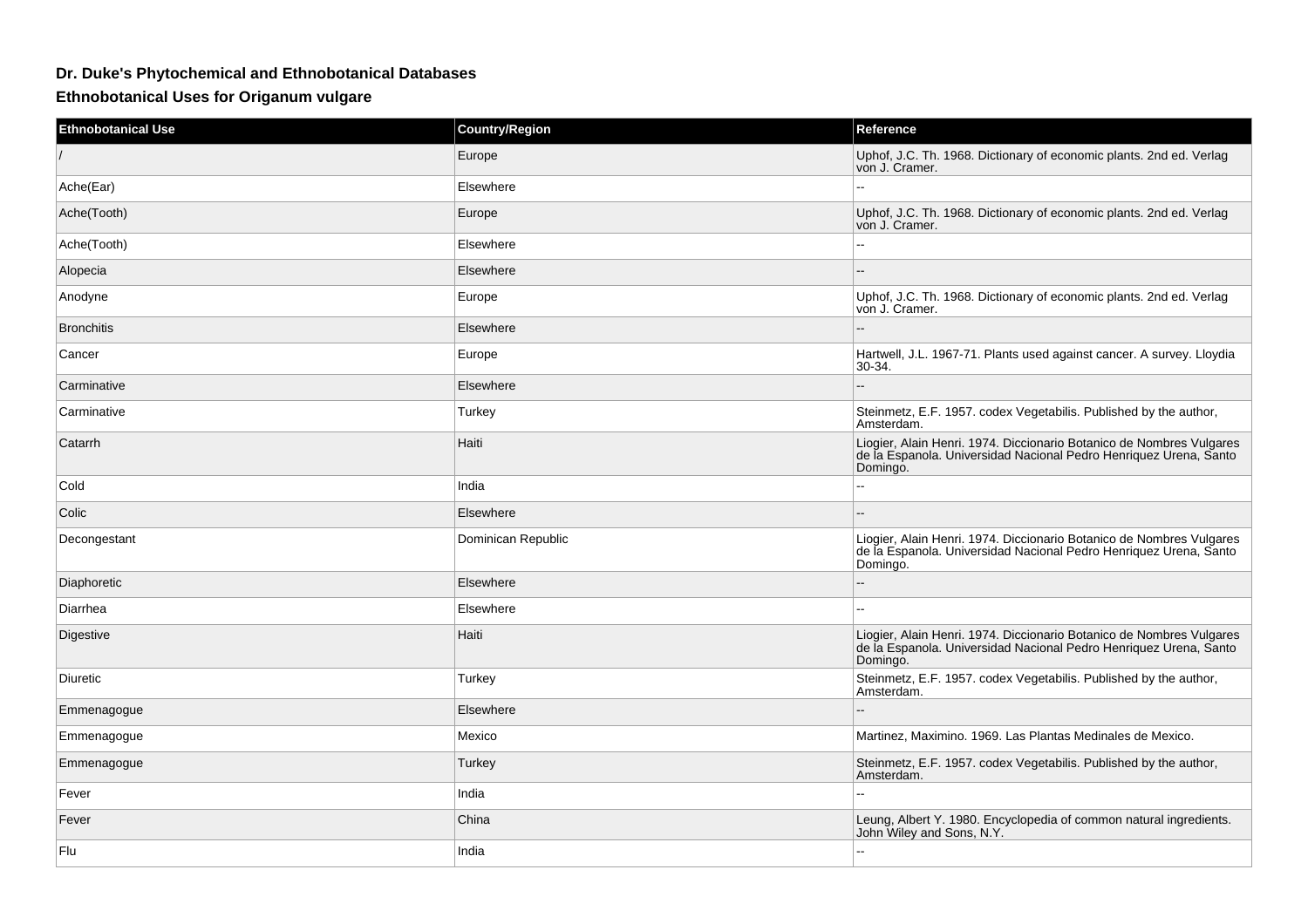## Dr. Duke's Phytochemical and Ethnobotanical Databases

### Ethnobotanical Uses for Origanum vulgare

| Ethnobotanical Use | Country/Region | Reference |
|---|---|---|
| / | Europe | Uphof, J.C. Th. 1968. Dictionary of economic plants. 2nd ed. Verlag von J. Cramer. |
| Ache(Ear) | Elsewhere | -- |
| Ache(Tooth) | Europe | Uphof, J.C. Th. 1968. Dictionary of economic plants. 2nd ed. Verlag von J. Cramer. |
| Ache(Tooth) | Elsewhere | -- |
| Alopecia | Elsewhere | -- |
| Anodyne | Europe | Uphof, J.C. Th. 1968. Dictionary of economic plants. 2nd ed. Verlag von J. Cramer. |
| Bronchitis | Elsewhere | -- |
| Cancer | Europe | Hartwell, J.L. 1967-71. Plants used against cancer. A survey. Lloydia 30-34. |
| Carminative | Elsewhere | -- |
| Carminative | Turkey | Steinmetz, E.F. 1957. codex Vegetabilis. Published by the author, Amsterdam. |
| Catarrh | Haiti | Liogier, Alain Henri. 1974. Diccionario Botanico de Nombres Vulgares de la Espanola. Universidad Nacional Pedro Henriquez Urena, Santo Domingo. |
| Cold | India | -- |
| Colic | Elsewhere | -- |
| Decongestant | Dominican Republic | Liogier, Alain Henri. 1974. Diccionario Botanico de Nombres Vulgares de la Espanola. Universidad Nacional Pedro Henriquez Urena, Santo Domingo. |
| Diaphoretic | Elsewhere | -- |
| Diarrhea | Elsewhere | -- |
| Digestive | Haiti | Liogier, Alain Henri. 1974. Diccionario Botanico de Nombres Vulgares de la Espanola. Universidad Nacional Pedro Henriquez Urena, Santo Domingo. |
| Diuretic | Turkey | Steinmetz, E.F. 1957. codex Vegetabilis. Published by the author, Amsterdam. |
| Emmenagogue | Elsewhere | -- |
| Emmenagogue | Mexico | Martinez, Maximino. 1969. Las Plantas Medinales de Mexico. |
| Emmenagogue | Turkey | Steinmetz, E.F. 1957. codex Vegetabilis. Published by the author, Amsterdam. |
| Fever | India | -- |
| Fever | China | Leung, Albert Y. 1980. Encyclopedia of common natural ingredients. John Wiley and Sons, N.Y. |
| Flu | India | -- |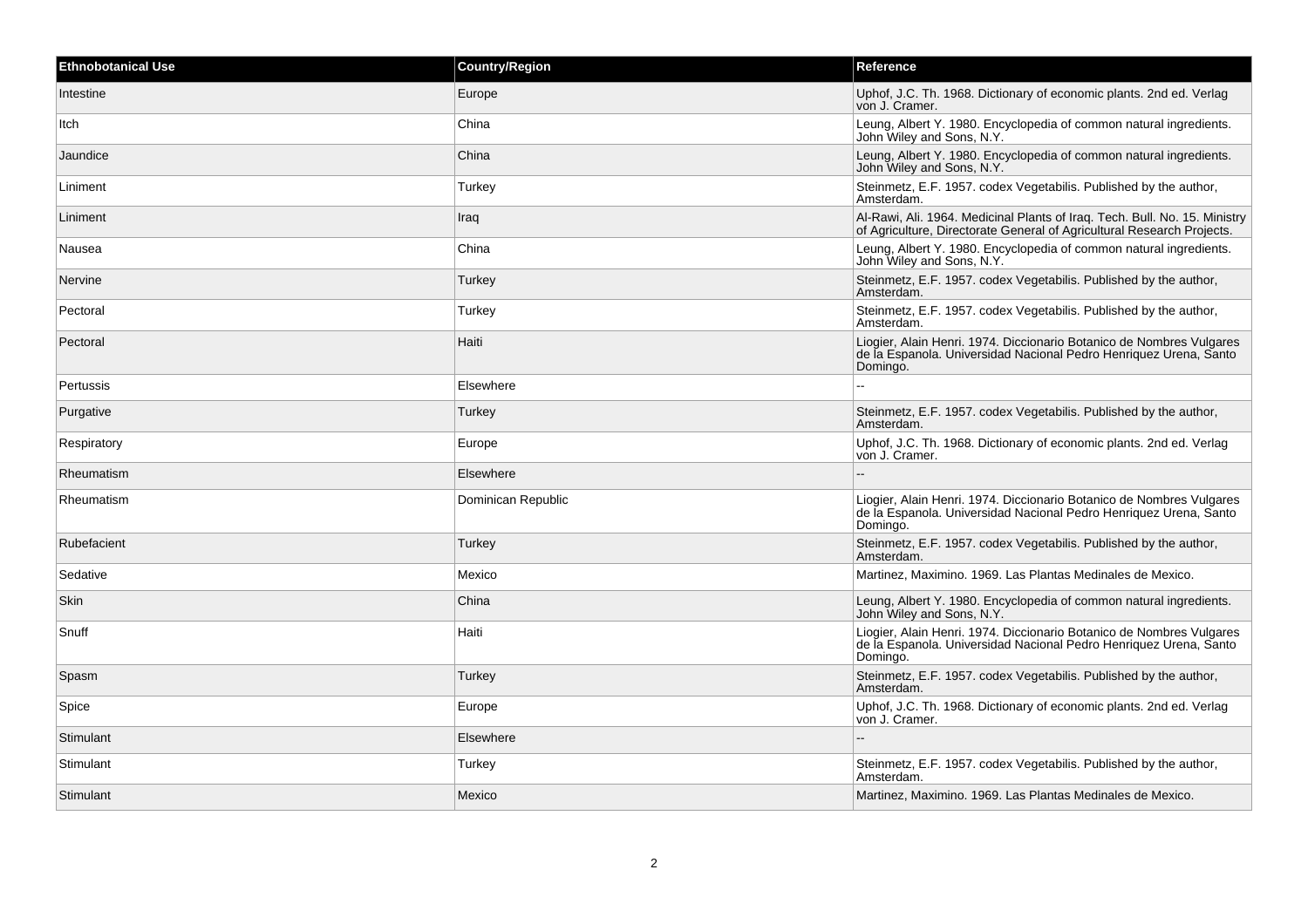| Ethnobotanical Use | Country/Region | Reference |
| --- | --- | --- |
| Intestine | Europe | Uphof, J.C. Th. 1968. Dictionary of economic plants. 2nd ed. Verlag von J. Cramer. |
| Itch | China | Leung, Albert Y. 1980. Encyclopedia of common natural ingredients. John Wiley and Sons, N.Y. |
| Jaundice | China | Leung, Albert Y. 1980. Encyclopedia of common natural ingredients. John Wiley and Sons, N.Y. |
| Liniment | Turkey | Steinmetz, E.F. 1957. codex Vegetabilis. Published by the author, Amsterdam. |
| Liniment | Iraq | Al-Rawi, Ali. 1964. Medicinal Plants of Iraq. Tech. Bull. No. 15. Ministry of Agriculture, Directorate General of Agricultural Research Projects. |
| Nausea | China | Leung, Albert Y. 1980. Encyclopedia of common natural ingredients. John Wiley and Sons, N.Y. |
| Nervine | Turkey | Steinmetz, E.F. 1957. codex Vegetabilis. Published by the author, Amsterdam. |
| Pectoral | Turkey | Steinmetz, E.F. 1957. codex Vegetabilis. Published by the author, Amsterdam. |
| Pectoral | Haiti | Liogier, Alain Henri. 1974. Diccionario Botanico de Nombres Vulgares de la Espanola. Universidad Nacional Pedro Henriquez Urena, Santo Domingo. |
| Pertussis | Elsewhere | -- |
| Purgative | Turkey | Steinmetz, E.F. 1957. codex Vegetabilis. Published by the author, Amsterdam. |
| Respiratory | Europe | Uphof, J.C. Th. 1968. Dictionary of economic plants. 2nd ed. Verlag von J. Cramer. |
| Rheumatism | Elsewhere | -- |
| Rheumatism | Dominican Republic | Liogier, Alain Henri. 1974. Diccionario Botanico de Nombres Vulgares de la Espanola. Universidad Nacional Pedro Henriquez Urena, Santo Domingo. |
| Rubefacient | Turkey | Steinmetz, E.F. 1957. codex Vegetabilis. Published by the author, Amsterdam. |
| Sedative | Mexico | Martinez, Maximino. 1969. Las Plantas Medinales de Mexico. |
| Skin | China | Leung, Albert Y. 1980. Encyclopedia of common natural ingredients. John Wiley and Sons, N.Y. |
| Snuff | Haiti | Liogier, Alain Henri. 1974. Diccionario Botanico de Nombres Vulgares de la Espanola. Universidad Nacional Pedro Henriquez Urena, Santo Domingo. |
| Spasm | Turkey | Steinmetz, E.F. 1957. codex Vegetabilis. Published by the author, Amsterdam. |
| Spice | Europe | Uphof, J.C. Th. 1968. Dictionary of economic plants. 2nd ed. Verlag von J. Cramer. |
| Stimulant | Elsewhere | -- |
| Stimulant | Turkey | Steinmetz, E.F. 1957. codex Vegetabilis. Published by the author, Amsterdam. |
| Stimulant | Mexico | Martinez, Maximino. 1969. Las Plantas Medinales de Mexico. |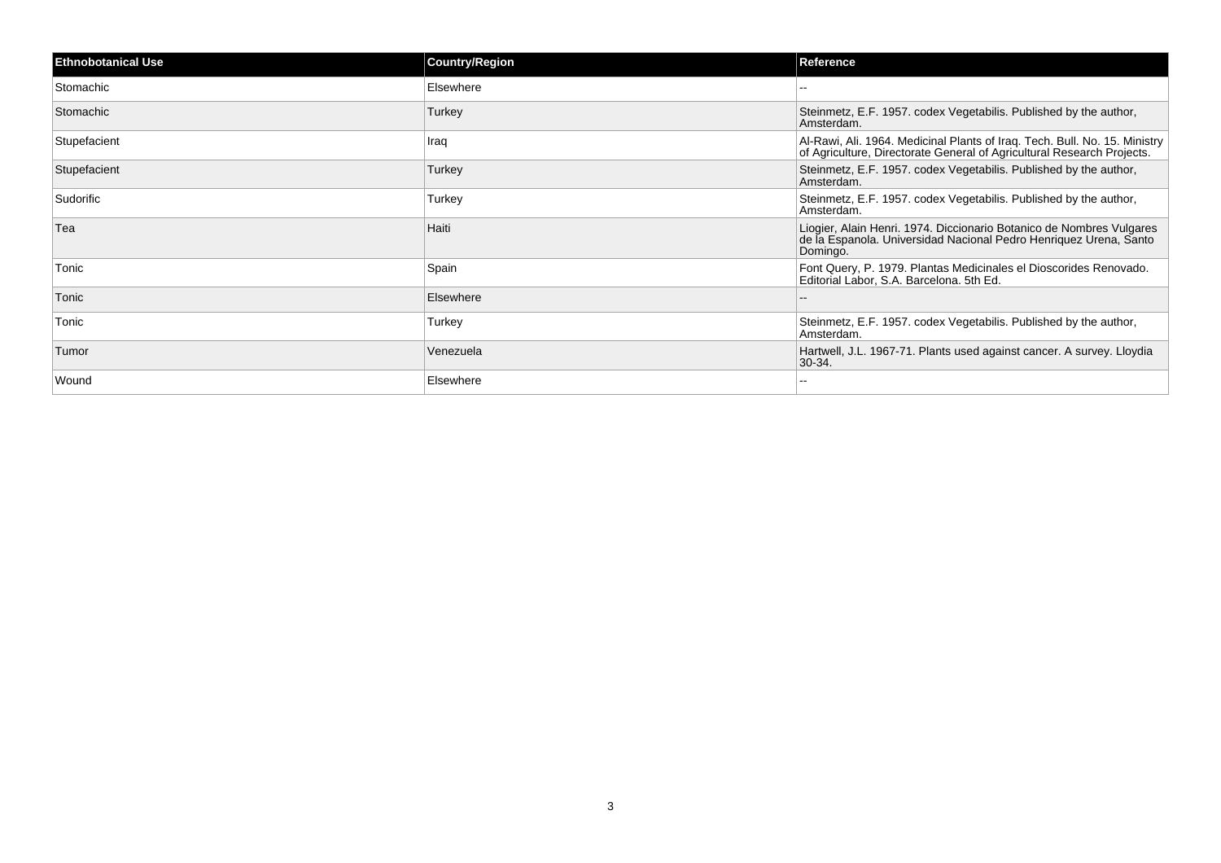| Ethnobotanical Use | Country/Region | Reference |
| --- | --- | --- |
| Stomachic | Elsewhere | -- |
| Stomachic | Turkey | Steinmetz, E.F. 1957. codex Vegetabilis. Published by the author, Amsterdam. |
| Stupefacient | Iraq | Al-Rawi, Ali. 1964. Medicinal Plants of Iraq. Tech. Bull. No. 15. Ministry of Agriculture, Directorate General of Agricultural Research Projects. |
| Stupefacient | Turkey | Steinmetz, E.F. 1957. codex Vegetabilis. Published by the author, Amsterdam. |
| Sudorific | Turkey | Steinmetz, E.F. 1957. codex Vegetabilis. Published by the author, Amsterdam. |
| Tea | Haiti | Liogier, Alain Henri. 1974. Diccionario Botanico de Nombres Vulgares de la Espanola. Universidad Nacional Pedro Henriquez Urena, Santo Domingo. |
| Tonic | Spain | Font Query, P. 1979. Plantas Medicinales el Dioscorides Renovado. Editorial Labor, S.A. Barcelona. 5th Ed. |
| Tonic | Elsewhere | -- |
| Tonic | Turkey | Steinmetz, E.F. 1957. codex Vegetabilis. Published by the author, Amsterdam. |
| Tumor | Venezuela | Hartwell, J.L. 1967-71. Plants used against cancer. A survey. Lloydia 30-34. |
| Wound | Elsewhere | -- |